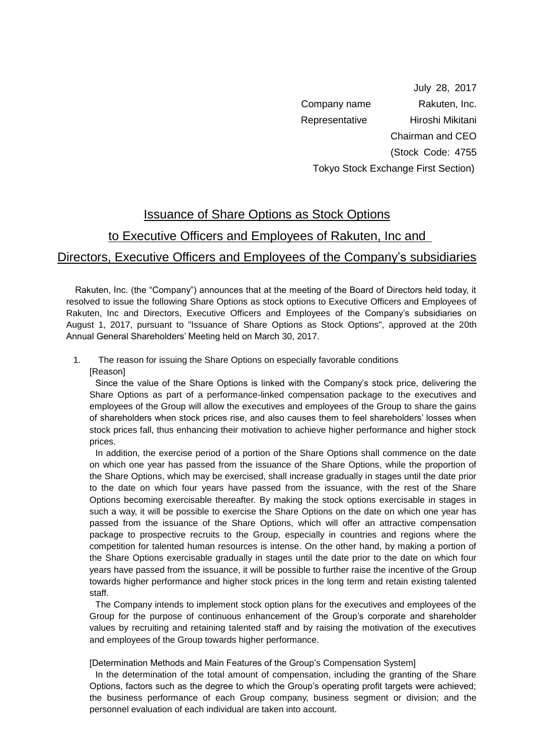July 28, 2017

Company name Rakuten, Inc.

Representative Hiroshi Mikitani

Chairman and CEO

(Stock Code: 4755

Tokyo Stock Exchange First Section)

# Issuance of Share Options as Stock Options to Executive Officers and Employees of Rakuten, Inc and Directors, Executive Officers and Employees of the Company's subsidiaries

Rakuten, Inc. (the "Company") announces that at the meeting of the Board of Directors held today, it resolved to issue the following Share Options as stock options to Executive Officers and Employees of Rakuten, Inc and Directors, Executive Officers and Employees of the Company's subsidiaries on August 1, 2017, pursuant to "Issuance of Share Options as Stock Options", approved at the 20th Annual General Shareholders' Meeting held on March 30, 2017.

1. The reason for issuing the Share Options on especially favorable conditions

[Reason]

Since the value of the Share Options is linked with the Company's stock price, delivering the Share Options as part of a performance-linked compensation package to the executives and employees of the Group will allow the executives and employees of the Group to share the gains of shareholders when stock prices rise, and also causes them to feel shareholders' losses when stock prices fall, thus enhancing their motivation to achieve higher performance and higher stock prices.

In addition, the exercise period of a portion of the Share Options shall commence on the date on which one year has passed from the issuance of the Share Options, while the proportion of the Share Options, which may be exercised, shall increase gradually in stages until the date prior to the date on which four years have passed from the issuance, with the rest of the Share Options becoming exercisable thereafter. By making the stock options exercisable in stages in such a way, it will be possible to exercise the Share Options on the date on which one year has passed from the issuance of the Share Options, which will offer an attractive compensation package to prospective recruits to the Group, especially in countries and regions where the competition for talented human resources is intense. On the other hand, by making a portion of the Share Options exercisable gradually in stages until the date prior to the date on which four years have passed from the issuance, it will be possible to further raise the incentive of the Group towards higher performance and higher stock prices in the long term and retain existing talented staff.

The Company intends to implement stock option plans for the executives and employees of the Group for the purpose of continuous enhancement of the Group's corporate and shareholder values by recruiting and retaining talented staff and by raising the motivation of the executives and employees of the Group towards higher performance.

[Determination Methods and Main Features of the Group's Compensation System]

In the determination of the total amount of compensation, including the granting of the Share Options, factors such as the degree to which the Group's operating profit targets were achieved; the business performance of each Group company, business segment or division; and the personnel evaluation of each individual are taken into account.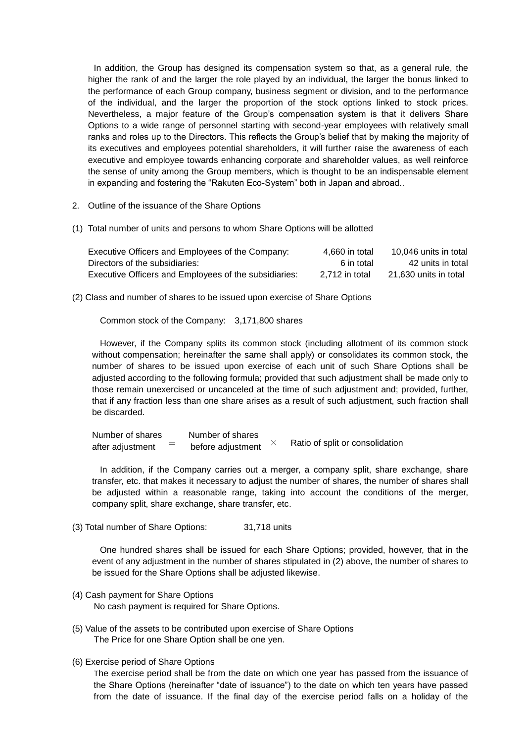In addition, the Group has designed its compensation system so that, as a general rule, the higher the rank of and the larger the role played by an individual, the larger the bonus linked to the performance of each Group company, business segment or division, and to the performance of the individual, and the larger the proportion of the stock options linked to stock prices. Nevertheless, a major feature of the Group's compensation system is that it delivers Share Options to a wide range of personnel starting with second-year employees with relatively small ranks and roles up to the Directors. This reflects the Group's belief that by making the majority of its executives and employees potential shareholders, it will further raise the awareness of each executive and employee towards enhancing corporate and shareholder values, as well reinforce the sense of unity among the Group members, which is thought to be an indispensable element in expanding and fostering the "Rakuten Eco-System" both in Japan and abroad..

2. Outline of the issuance of the Share Options

(1) Total number of units and persons to whom Share Options will be allotted

| | | |
|---|---|---|
| Executive Officers and Employees of the Company: | 4,660 in total | 10,046 units in total |
| Directors of the subsidiaries: | 6 in total | 42 units in total |
| Executive Officers and Employees of the subsidiaries: | 2,712 in total | 21,630 units in total |

(2) Class and number of shares to be issued upon exercise of Share Options

Common stock of the Company: 3,171,800 shares

However, if the Company splits its common stock (including allotment of its common stock without compensation; hereinafter the same shall apply) or consolidates its common stock, the number of shares to be issued upon exercise of each unit of such Share Options shall be adjusted according to the following formula; provided that such adjustment shall be made only to those remain unexercised or uncanceled at the time of such adjustment and; provided, further, that if any fraction less than one share arises as a result of such adjustment, such fraction shall be discarded.

$$\text{Number of shares after adjustment} = \text{Number of shares before adjustment} \times \text{Ratio of split or consolidation}$$

In addition, if the Company carries out a merger, a company split, share exchange, share transfer, etc. that makes it necessary to adjust the number of shares, the number of shares shall be adjusted within a reasonable range, taking into account the conditions of the merger, company split, share exchange, share transfer, etc.

(3) Total number of Share Options: 31,718 units

One hundred shares shall be issued for each Share Options; provided, however, that in the event of any adjustment in the number of shares stipulated in (2) above, the number of shares to be issued for the Share Options shall be adjusted likewise.

(4) Cash payment for Share Options

No cash payment is required for Share Options.

(5) Value of the assets to be contributed upon exercise of Share Options

The Price for one Share Option shall be one yen.

(6) Exercise period of Share Options

The exercise period shall be from the date on which one year has passed from the issuance of the Share Options (hereinafter "date of issuance") to the date on which ten years have passed from the date of issuance. If the final day of the exercise period falls on a holiday of the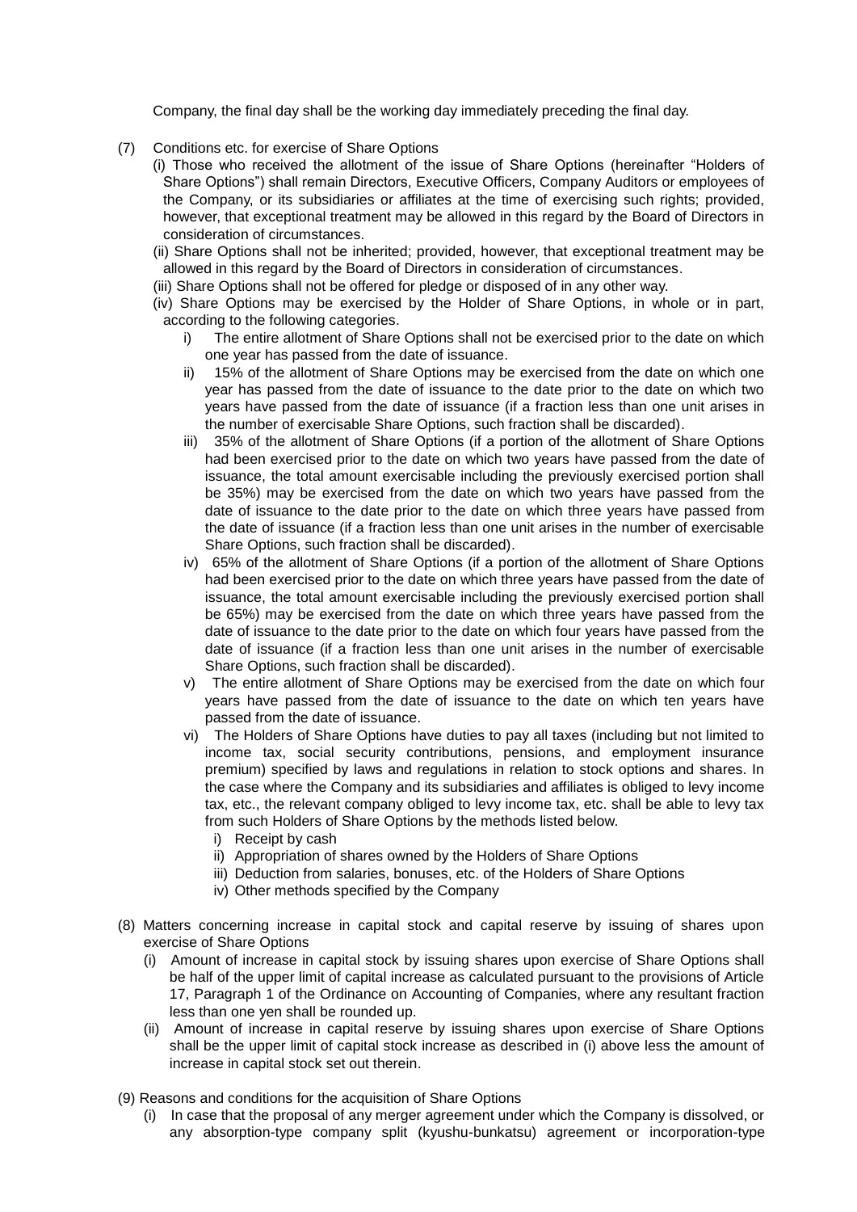Company, the final day shall be the working day immediately preceding the final day.

(7) Conditions etc. for exercise of Share Options

(i) Those who received the allotment of the issue of Share Options (hereinafter "Holders of Share Options") shall remain Directors, Executive Officers, Company Auditors or employees of the Company, or its subsidiaries or affiliates at the time of exercising such rights; provided, however, that exceptional treatment may be allowed in this regard by the Board of Directors in consideration of circumstances.

(ii) Share Options shall not be inherited; provided, however, that exceptional treatment may be allowed in this regard by the Board of Directors in consideration of circumstances.

(iii) Share Options shall not be offered for pledge or disposed of in any other way.

(iv) Share Options may be exercised by the Holder of Share Options, in whole or in part, according to the following categories.

i) The entire allotment of Share Options shall not be exercised prior to the date on which one year has passed from the date of issuance.

ii) 15% of the allotment of Share Options may be exercised from the date on which one year has passed from the date of issuance to the date prior to the date on which two years have passed from the date of issuance (if a fraction less than one unit arises in the number of exercisable Share Options, such fraction shall be discarded).

iii) 35% of the allotment of Share Options (if a portion of the allotment of Share Options had been exercised prior to the date on which two years have passed from the date of issuance, the total amount exercisable including the previously exercised portion shall be 35%) may be exercised from the date on which two years have passed from the date of issuance to the date prior to the date on which three years have passed from the date of issuance (if a fraction less than one unit arises in the number of exercisable Share Options, such fraction shall be discarded).

iv) 65% of the allotment of Share Options (if a portion of the allotment of Share Options had been exercised prior to the date on which three years have passed from the date of issuance, the total amount exercisable including the previously exercised portion shall be 65%) may be exercised from the date on which three years have passed from the date of issuance to the date prior to the date on which four years have passed from the date of issuance (if a fraction less than one unit arises in the number of exercisable Share Options, such fraction shall be discarded).

v) The entire allotment of Share Options may be exercised from the date on which four years have passed from the date of issuance to the date on which ten years have passed from the date of issuance.

vi) The Holders of Share Options have duties to pay all taxes (including but not limited to income tax, social security contributions, pensions, and employment insurance premium) specified by laws and regulations in relation to stock options and shares. In the case where the Company and its subsidiaries and affiliates is obliged to levy income tax, etc., the relevant company obliged to levy income tax, etc. shall be able to levy tax from such Holders of Share Options by the methods listed below.

i) Receipt by cash
ii) Appropriation of shares owned by the Holders of Share Options
iii) Deduction from salaries, bonuses, etc. of the Holders of Share Options
iv) Other methods specified by the Company

(8) Matters concerning increase in capital stock and capital reserve by issuing of shares upon exercise of Share Options

(i) Amount of increase in capital stock by issuing shares upon exercise of Share Options shall be half of the upper limit of capital increase as calculated pursuant to the provisions of Article 17, Paragraph 1 of the Ordinance on Accounting of Companies, where any resultant fraction less than one yen shall be rounded up.

(ii) Amount of increase in capital reserve by issuing shares upon exercise of Share Options shall be the upper limit of capital stock increase as described in (i) above less the amount of increase in capital stock set out therein.

(9) Reasons and conditions for the acquisition of Share Options

(i) In case that the proposal of any merger agreement under which the Company is dissolved, or any absorption-type company split (kyushu-bunkatsu) agreement or incorporation-type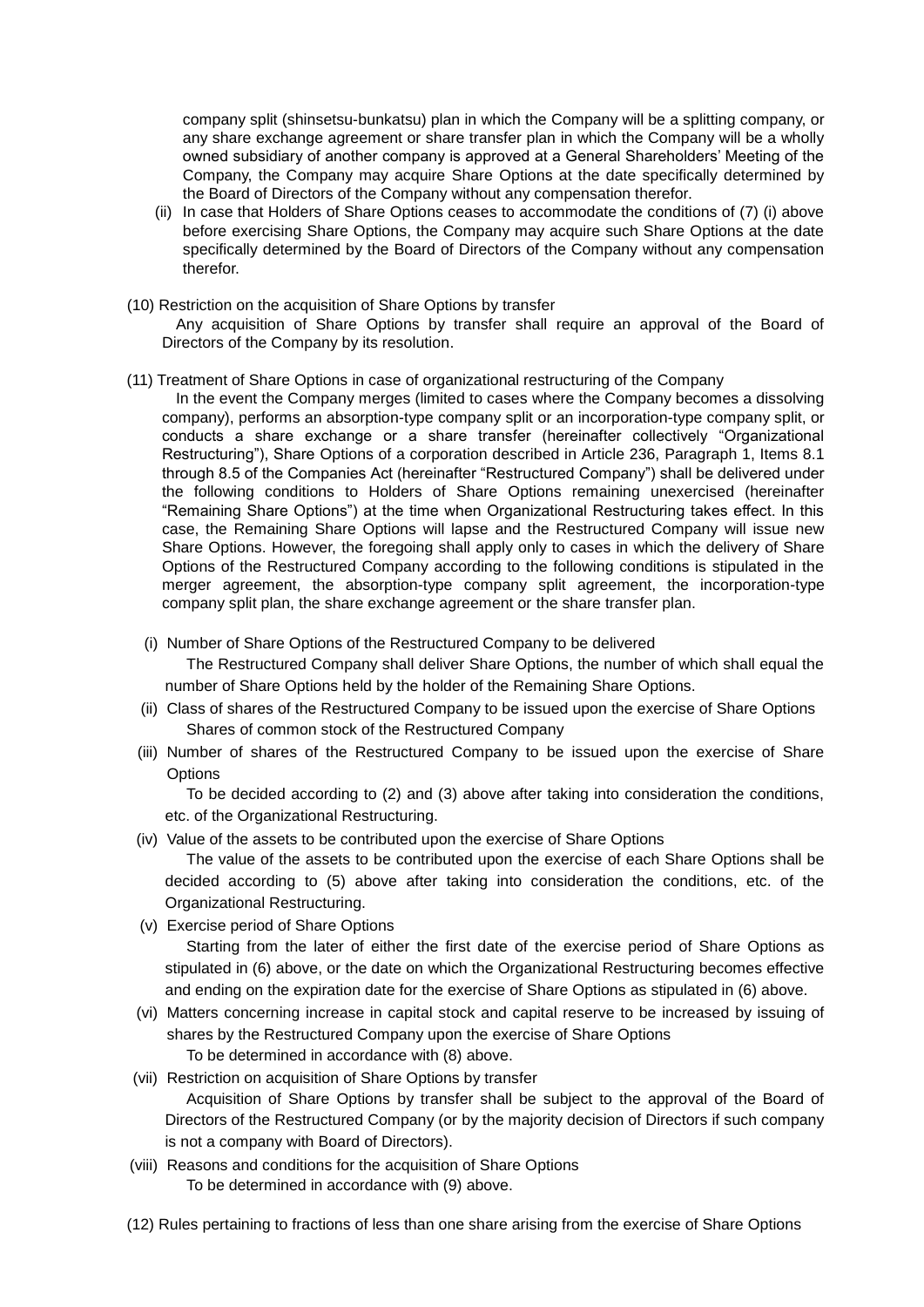company split (shinsetsu-bunkatsu) plan in which the Company will be a splitting company, or any share exchange agreement or share transfer plan in which the Company will be a wholly owned subsidiary of another company is approved at a General Shareholders' Meeting of the Company, the Company may acquire Share Options at the date specifically determined by the Board of Directors of the Company without any compensation therefor.

(ii) In case that Holders of Share Options ceases to accommodate the conditions of (7) (i) above before exercising Share Options, the Company may acquire such Share Options at the date specifically determined by the Board of Directors of the Company without any compensation therefor.

(10) Restriction on the acquisition of Share Options by transfer

Any acquisition of Share Options by transfer shall require an approval of the Board of Directors of the Company by its resolution.

(11) Treatment of Share Options in case of organizational restructuring of the Company

In the event the Company merges (limited to cases where the Company becomes a dissolving company), performs an absorption-type company split or an incorporation-type company split, or conducts a share exchange or a share transfer (hereinafter collectively "Organizational Restructuring"), Share Options of a corporation described in Article 236, Paragraph 1, Items 8.1 through 8.5 of the Companies Act (hereinafter "Restructured Company") shall be delivered under the following conditions to Holders of Share Options remaining unexercised (hereinafter "Remaining Share Options") at the time when Organizational Restructuring takes effect. In this case, the Remaining Share Options will lapse and the Restructured Company will issue new Share Options. However, the foregoing shall apply only to cases in which the delivery of Share Options of the Restructured Company according to the following conditions is stipulated in the merger agreement, the absorption-type company split agreement, the incorporation-type company split plan, the share exchange agreement or the share transfer plan.

(i) Number of Share Options of the Restructured Company to be delivered

The Restructured Company shall deliver Share Options, the number of which shall equal the number of Share Options held by the holder of the Remaining Share Options.

(ii) Class of shares of the Restructured Company to be issued upon the exercise of Share Options

Shares of common stock of the Restructured Company

(iii) Number of shares of the Restructured Company to be issued upon the exercise of Share Options

To be decided according to (2) and (3) above after taking into consideration the conditions, etc. of the Organizational Restructuring.

(iv) Value of the assets to be contributed upon the exercise of Share Options

The value of the assets to be contributed upon the exercise of each Share Options shall be decided according to (5) above after taking into consideration the conditions, etc. of the Organizational Restructuring.

(v) Exercise period of Share Options

Starting from the later of either the first date of the exercise period of Share Options as stipulated in (6) above, or the date on which the Organizational Restructuring becomes effective and ending on the expiration date for the exercise of Share Options as stipulated in (6) above.

(vi) Matters concerning increase in capital stock and capital reserve to be increased by issuing of shares by the Restructured Company upon the exercise of Share Options

To be determined in accordance with (8) above.

(vii) Restriction on acquisition of Share Options by transfer

Acquisition of Share Options by transfer shall be subject to the approval of the Board of Directors of the Restructured Company (or by the majority decision of Directors if such company is not a company with Board of Directors).

(viii) Reasons and conditions for the acquisition of Share Options

To be determined in accordance with (9) above.

(12) Rules pertaining to fractions of less than one share arising from the exercise of Share Options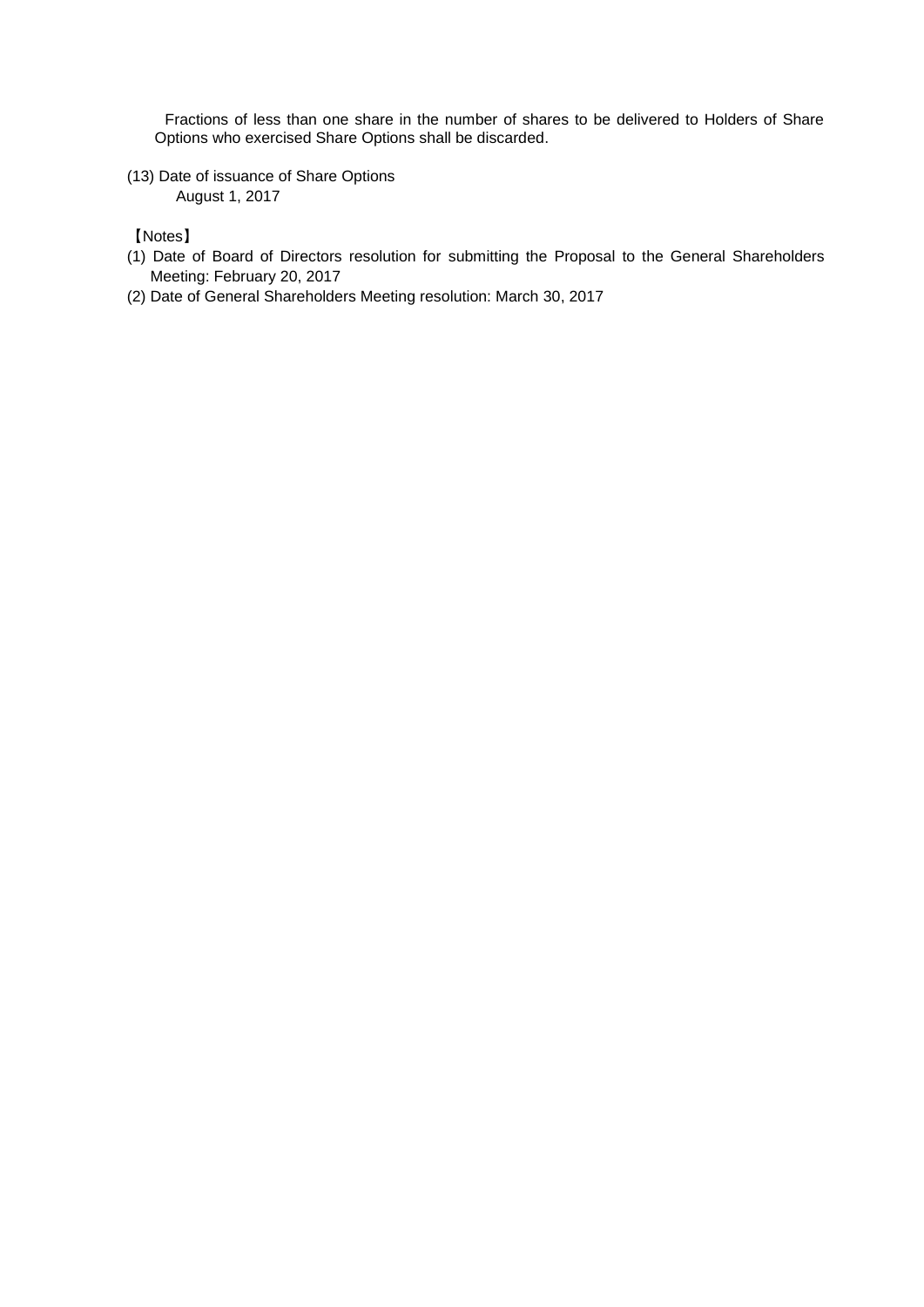Fractions of less than one share in the number of shares to be delivered to Holders of Share Options who exercised Share Options shall be discarded.

(13) Date of issuance of Share Options

August 1, 2017

【Notes】

(1) Date of Board of Directors resolution for submitting the Proposal to the General Shareholders Meeting: February 20, 2017

(2) Date of General Shareholders Meeting resolution: March 30, 2017